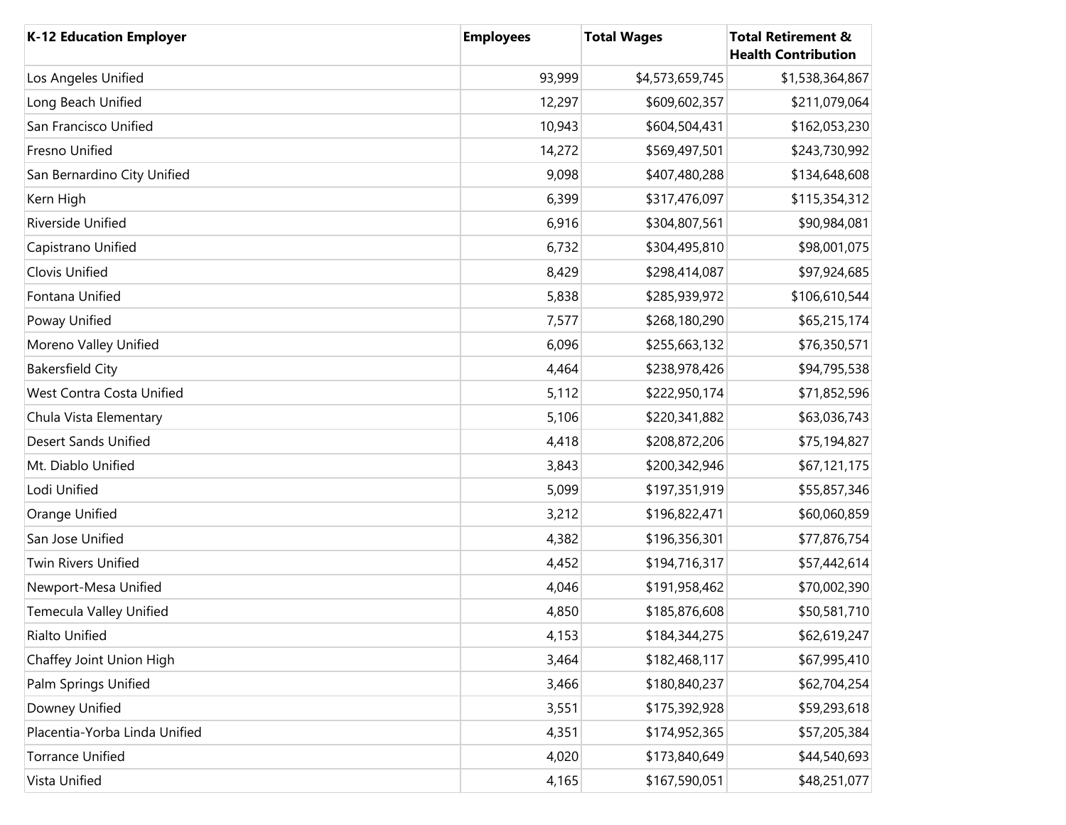| K-12 Education Employer | Employees | Total Wages | Total Retirement & Health Contribution |
|---|---|---|---|
| Los Angeles Unified | 93,999 | $4,573,659,745 | $1,538,364,867 |
| Long Beach Unified | 12,297 | $609,602,357 | $211,079,064 |
| San Francisco Unified | 10,943 | $604,504,431 | $162,053,230 |
| Fresno Unified | 14,272 | $569,497,501 | $243,730,992 |
| San Bernardino City Unified | 9,098 | $407,480,288 | $134,648,608 |
| Kern High | 6,399 | $317,476,097 | $115,354,312 |
| Riverside Unified | 6,916 | $304,807,561 | $90,984,081 |
| Capistrano Unified | 6,732 | $304,495,810 | $98,001,075 |
| Clovis Unified | 8,429 | $298,414,087 | $97,924,685 |
| Fontana Unified | 5,838 | $285,939,972 | $106,610,544 |
| Poway Unified | 7,577 | $268,180,290 | $65,215,174 |
| Moreno Valley Unified | 6,096 | $255,663,132 | $76,350,571 |
| Bakersfield City | 4,464 | $238,978,426 | $94,795,538 |
| West Contra Costa Unified | 5,112 | $222,950,174 | $71,852,596 |
| Chula Vista Elementary | 5,106 | $220,341,882 | $63,036,743 |
| Desert Sands Unified | 4,418 | $208,872,206 | $75,194,827 |
| Mt. Diablo Unified | 3,843 | $200,342,946 | $67,121,175 |
| Lodi Unified | 5,099 | $197,351,919 | $55,857,346 |
| Orange Unified | 3,212 | $196,822,471 | $60,060,859 |
| San Jose Unified | 4,382 | $196,356,301 | $77,876,754 |
| Twin Rivers Unified | 4,452 | $194,716,317 | $57,442,614 |
| Newport-Mesa Unified | 4,046 | $191,958,462 | $70,002,390 |
| Temecula Valley Unified | 4,850 | $185,876,608 | $50,581,710 |
| Rialto Unified | 4,153 | $184,344,275 | $62,619,247 |
| Chaffey Joint Union High | 3,464 | $182,468,117 | $67,995,410 |
| Palm Springs Unified | 3,466 | $180,840,237 | $62,704,254 |
| Downey Unified | 3,551 | $175,392,928 | $59,293,618 |
| Placentia-Yorba Linda Unified | 4,351 | $174,952,365 | $57,205,384 |
| Torrance Unified | 4,020 | $173,840,649 | $44,540,693 |
| Vista Unified | 4,165 | $167,590,051 | $48,251,077 |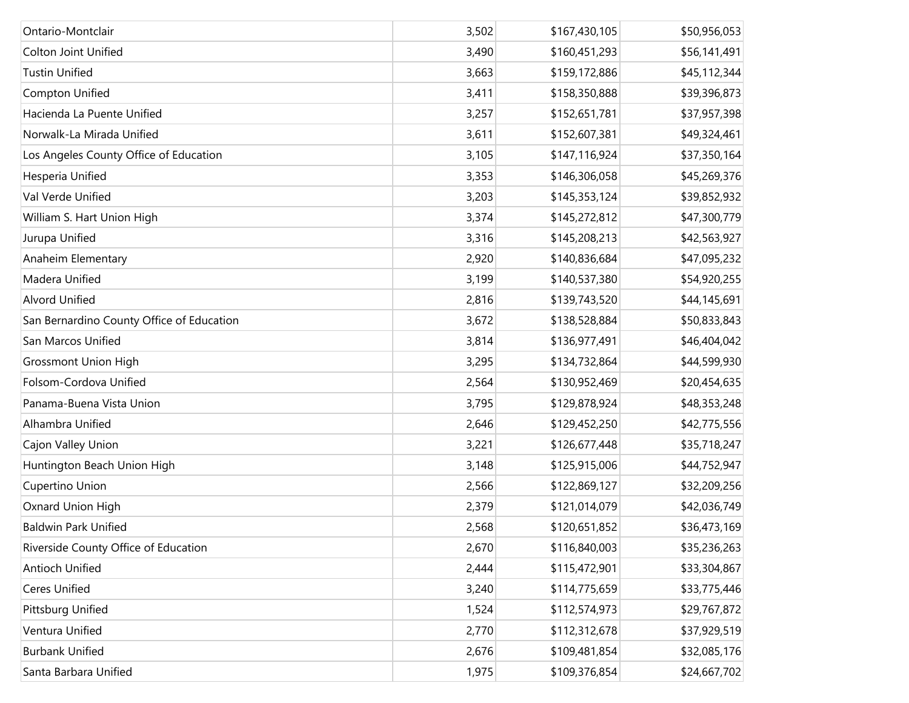| | | | |
|---|---|---|---|
| Ontario-Montclair | 3,502 | $167,430,105 | $50,956,053 |
| Colton Joint Unified | 3,490 | $160,451,293 | $56,141,491 |
| Tustin Unified | 3,663 | $159,172,886 | $45,112,344 |
| Compton Unified | 3,411 | $158,350,888 | $39,396,873 |
| Hacienda La Puente Unified | 3,257 | $152,651,781 | $37,957,398 |
| Norwalk-La Mirada Unified | 3,611 | $152,607,381 | $49,324,461 |
| Los Angeles County Office of Education | 3,105 | $147,116,924 | $37,350,164 |
| Hesperia Unified | 3,353 | $146,306,058 | $45,269,376 |
| Val Verde Unified | 3,203 | $145,353,124 | $39,852,932 |
| William S. Hart Union High | 3,374 | $145,272,812 | $47,300,779 |
| Jurupa Unified | 3,316 | $145,208,213 | $42,563,927 |
| Anaheim Elementary | 2,920 | $140,836,684 | $47,095,232 |
| Madera Unified | 3,199 | $140,537,380 | $54,920,255 |
| Alvord Unified | 2,816 | $139,743,520 | $44,145,691 |
| San Bernardino County Office of Education | 3,672 | $138,528,884 | $50,833,843 |
| San Marcos Unified | 3,814 | $136,977,491 | $46,404,042 |
| Grossmont Union High | 3,295 | $134,732,864 | $44,599,930 |
| Folsom-Cordova Unified | 2,564 | $130,952,469 | $20,454,635 |
| Panama-Buena Vista Union | 3,795 | $129,878,924 | $48,353,248 |
| Alhambra Unified | 2,646 | $129,452,250 | $42,775,556 |
| Cajon Valley Union | 3,221 | $126,677,448 | $35,718,247 |
| Huntington Beach Union High | 3,148 | $125,915,006 | $44,752,947 |
| Cupertino Union | 2,566 | $122,869,127 | $32,209,256 |
| Oxnard Union High | 2,379 | $121,014,079 | $42,036,749 |
| Baldwin Park Unified | 2,568 | $120,651,852 | $36,473,169 |
| Riverside County Office of Education | 2,670 | $116,840,003 | $35,236,263 |
| Antioch Unified | 2,444 | $115,472,901 | $33,304,867 |
| Ceres Unified | 3,240 | $114,775,659 | $33,775,446 |
| Pittsburg Unified | 1,524 | $112,574,973 | $29,767,872 |
| Ventura Unified | 2,770 | $112,312,678 | $37,929,519 |
| Burbank Unified | 2,676 | $109,481,854 | $32,085,176 |
| Santa Barbara Unified | 1,975 | $109,376,854 | $24,667,702 |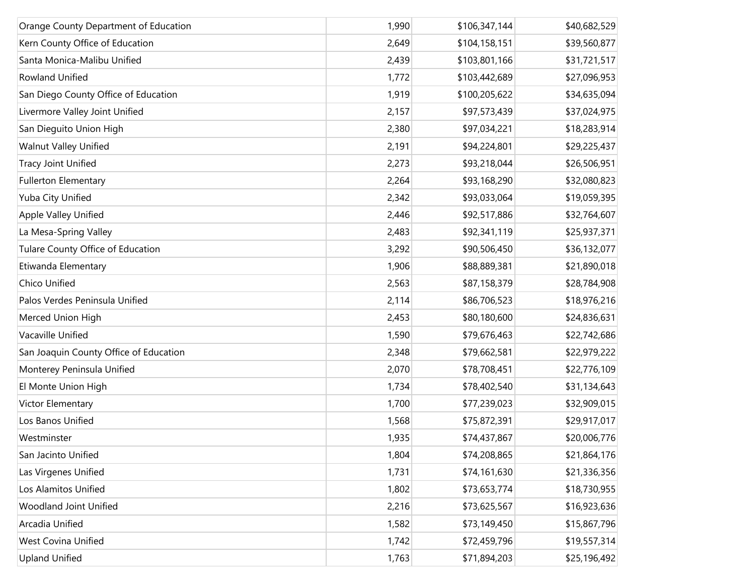| | | | |
|---|---|---|---|
| Orange County Department of Education | 1,990 | $106,347,144 | $40,682,529 |
| Kern County Office of Education | 2,649 | $104,158,151 | $39,560,877 |
| Santa Monica-Malibu Unified | 2,439 | $103,801,166 | $31,721,517 |
| Rowland Unified | 1,772 | $103,442,689 | $27,096,953 |
| San Diego County Office of Education | 1,919 | $100,205,622 | $34,635,094 |
| Livermore Valley Joint Unified | 2,157 | $97,573,439 | $37,024,975 |
| San Dieguito Union High | 2,380 | $97,034,221 | $18,283,914 |
| Walnut Valley Unified | 2,191 | $94,224,801 | $29,225,437 |
| Tracy Joint Unified | 2,273 | $93,218,044 | $26,506,951 |
| Fullerton Elementary | 2,264 | $93,168,290 | $32,080,823 |
| Yuba City Unified | 2,342 | $93,033,064 | $19,059,395 |
| Apple Valley Unified | 2,446 | $92,517,886 | $32,764,607 |
| La Mesa-Spring Valley | 2,483 | $92,341,119 | $25,937,371 |
| Tulare County Office of Education | 3,292 | $90,506,450 | $36,132,077 |
| Etiwanda Elementary | 1,906 | $88,889,381 | $21,890,018 |
| Chico Unified | 2,563 | $87,158,379 | $28,784,908 |
| Palos Verdes Peninsula Unified | 2,114 | $86,706,523 | $18,976,216 |
| Merced Union High | 2,453 | $80,180,600 | $24,836,631 |
| Vacaville Unified | 1,590 | $79,676,463 | $22,742,686 |
| San Joaquin County Office of Education | 2,348 | $79,662,581 | $22,979,222 |
| Monterey Peninsula Unified | 2,070 | $78,708,451 | $22,776,109 |
| El Monte Union High | 1,734 | $78,402,540 | $31,134,643 |
| Victor Elementary | 1,700 | $77,239,023 | $32,909,015 |
| Los Banos Unified | 1,568 | $75,872,391 | $29,917,017 |
| Westminster | 1,935 | $74,437,867 | $20,006,776 |
| San Jacinto Unified | 1,804 | $74,208,865 | $21,864,176 |
| Las Virgenes Unified | 1,731 | $74,161,630 | $21,336,356 |
| Los Alamitos Unified | 1,802 | $73,653,774 | $18,730,955 |
| Woodland Joint Unified | 2,216 | $73,625,567 | $16,923,636 |
| Arcadia Unified | 1,582 | $73,149,450 | $15,867,796 |
| West Covina Unified | 1,742 | $72,459,796 | $19,557,314 |
| Upland Unified | 1,763 | $71,894,203 | $25,196,492 |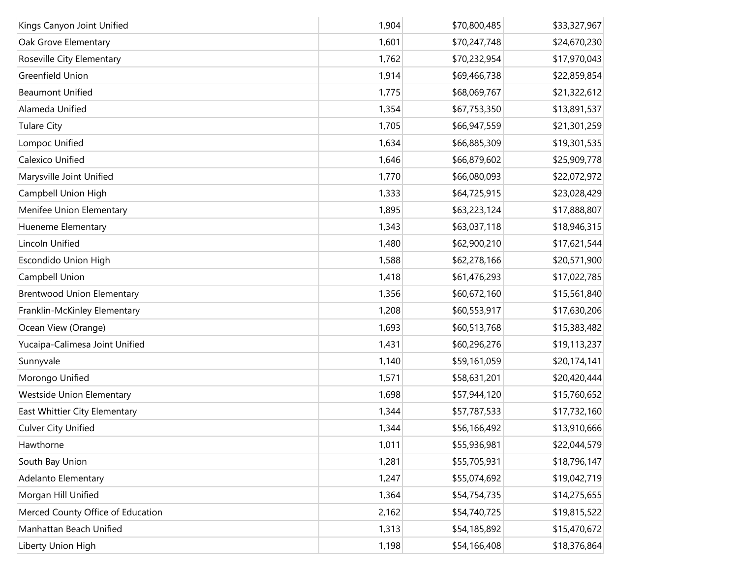| | | | |
|---|---|---|---|
| Kings Canyon Joint Unified | 1,904 | $70,800,485 | $33,327,967 |
| Oak Grove Elementary | 1,601 | $70,247,748 | $24,670,230 |
| Roseville City Elementary | 1,762 | $70,232,954 | $17,970,043 |
| Greenfield Union | 1,914 | $69,466,738 | $22,859,854 |
| Beaumont Unified | 1,775 | $68,069,767 | $21,322,612 |
| Alameda Unified | 1,354 | $67,753,350 | $13,891,537 |
| Tulare City | 1,705 | $66,947,559 | $21,301,259 |
| Lompoc Unified | 1,634 | $66,885,309 | $19,301,535 |
| Calexico Unified | 1,646 | $66,879,602 | $25,909,778 |
| Marysville Joint Unified | 1,770 | $66,080,093 | $22,072,972 |
| Campbell Union High | 1,333 | $64,725,915 | $23,028,429 |
| Menifee Union Elementary | 1,895 | $63,223,124 | $17,888,807 |
| Hueneme Elementary | 1,343 | $63,037,118 | $18,946,315 |
| Lincoln Unified | 1,480 | $62,900,210 | $17,621,544 |
| Escondido Union High | 1,588 | $62,278,166 | $20,571,900 |
| Campbell Union | 1,418 | $61,476,293 | $17,022,785 |
| Brentwood Union Elementary | 1,356 | $60,672,160 | $15,561,840 |
| Franklin-McKinley Elementary | 1,208 | $60,553,917 | $17,630,206 |
| Ocean View (Orange) | 1,693 | $60,513,768 | $15,383,482 |
| Yucaipa-Calimesa Joint Unified | 1,431 | $60,296,276 | $19,113,237 |
| Sunnyvale | 1,140 | $59,161,059 | $20,174,141 |
| Morongo Unified | 1,571 | $58,631,201 | $20,420,444 |
| Westside Union Elementary | 1,698 | $57,944,120 | $15,760,652 |
| East Whittier City Elementary | 1,344 | $57,787,533 | $17,732,160 |
| Culver City Unified | 1,344 | $56,166,492 | $13,910,666 |
| Hawthorne | 1,011 | $55,936,981 | $22,044,579 |
| South Bay Union | 1,281 | $55,705,931 | $18,796,147 |
| Adelanto Elementary | 1,247 | $55,074,692 | $19,042,719 |
| Morgan Hill Unified | 1,364 | $54,754,735 | $14,275,655 |
| Merced County Office of Education | 2,162 | $54,740,725 | $19,815,522 |
| Manhattan Beach Unified | 1,313 | $54,185,892 | $15,470,672 |
| Liberty Union High | 1,198 | $54,166,408 | $18,376,864 |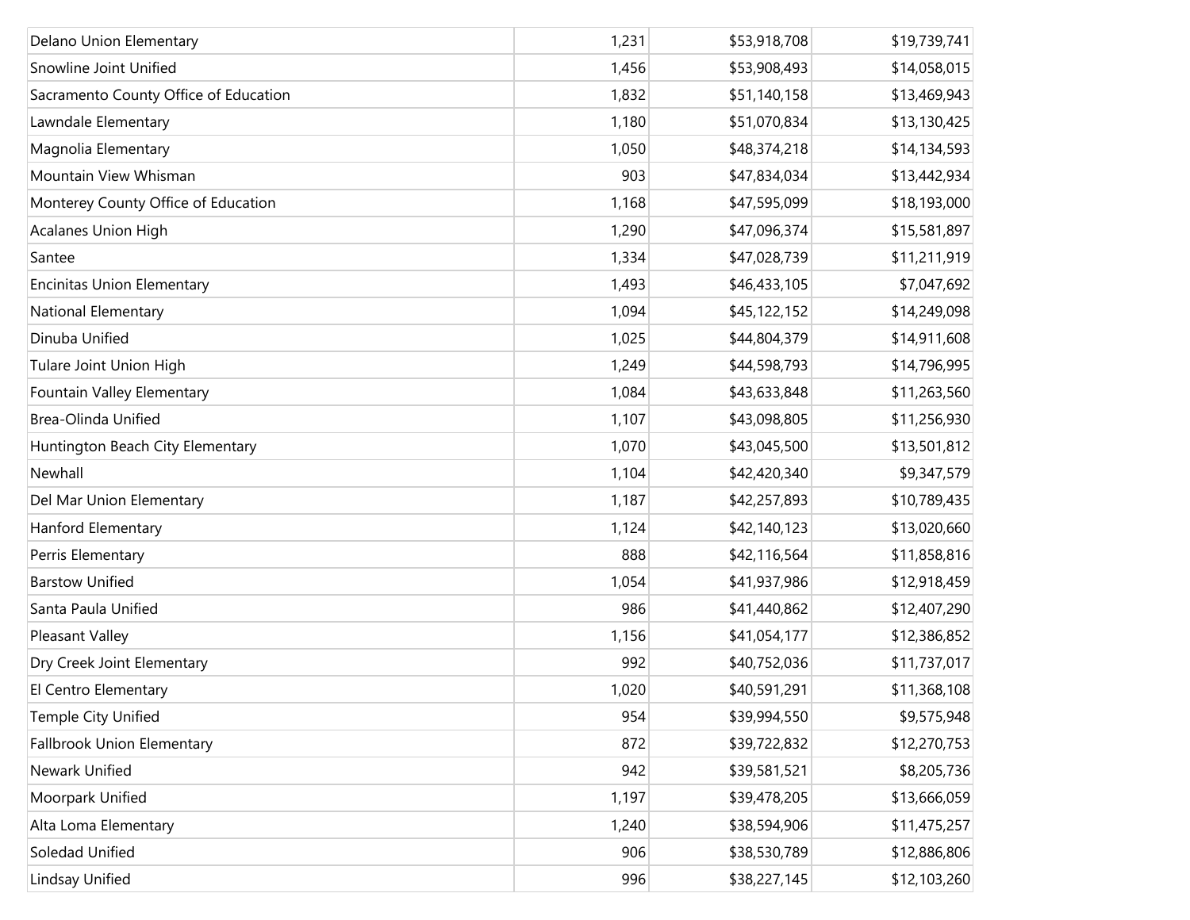| | | | |
|---|---|---|---|
| Delano Union Elementary | 1,231 | $53,918,708 | $19,739,741 |
| Snowline Joint Unified | 1,456 | $53,908,493 | $14,058,015 |
| Sacramento County Office of Education | 1,832 | $51,140,158 | $13,469,943 |
| Lawndale Elementary | 1,180 | $51,070,834 | $13,130,425 |
| Magnolia Elementary | 1,050 | $48,374,218 | $14,134,593 |
| Mountain View Whisman | 903 | $47,834,034 | $13,442,934 |
| Monterey County Office of Education | 1,168 | $47,595,099 | $18,193,000 |
| Acalanes Union High | 1,290 | $47,096,374 | $15,581,897 |
| Santee | 1,334 | $47,028,739 | $11,211,919 |
| Encinitas Union Elementary | 1,493 | $46,433,105 | $7,047,692 |
| National Elementary | 1,094 | $45,122,152 | $14,249,098 |
| Dinuba Unified | 1,025 | $44,804,379 | $14,911,608 |
| Tulare Joint Union High | 1,249 | $44,598,793 | $14,796,995 |
| Fountain Valley Elementary | 1,084 | $43,633,848 | $11,263,560 |
| Brea-Olinda Unified | 1,107 | $43,098,805 | $11,256,930 |
| Huntington Beach City Elementary | 1,070 | $43,045,500 | $13,501,812 |
| Newhall | 1,104 | $42,420,340 | $9,347,579 |
| Del Mar Union Elementary | 1,187 | $42,257,893 | $10,789,435 |
| Hanford Elementary | 1,124 | $42,140,123 | $13,020,660 |
| Perris Elementary | 888 | $42,116,564 | $11,858,816 |
| Barstow Unified | 1,054 | $41,937,986 | $12,918,459 |
| Santa Paula Unified | 986 | $41,440,862 | $12,407,290 |
| Pleasant Valley | 1,156 | $41,054,177 | $12,386,852 |
| Dry Creek Joint Elementary | 992 | $40,752,036 | $11,737,017 |
| El Centro Elementary | 1,020 | $40,591,291 | $11,368,108 |
| Temple City Unified | 954 | $39,994,550 | $9,575,948 |
| Fallbrook Union Elementary | 872 | $39,722,832 | $12,270,753 |
| Newark Unified | 942 | $39,581,521 | $8,205,736 |
| Moorpark Unified | 1,197 | $39,478,205 | $13,666,059 |
| Alta Loma Elementary | 1,240 | $38,594,906 | $11,475,257 |
| Soledad Unified | 906 | $38,530,789 | $12,886,806 |
| Lindsay Unified | 996 | $38,227,145 | $12,103,260 |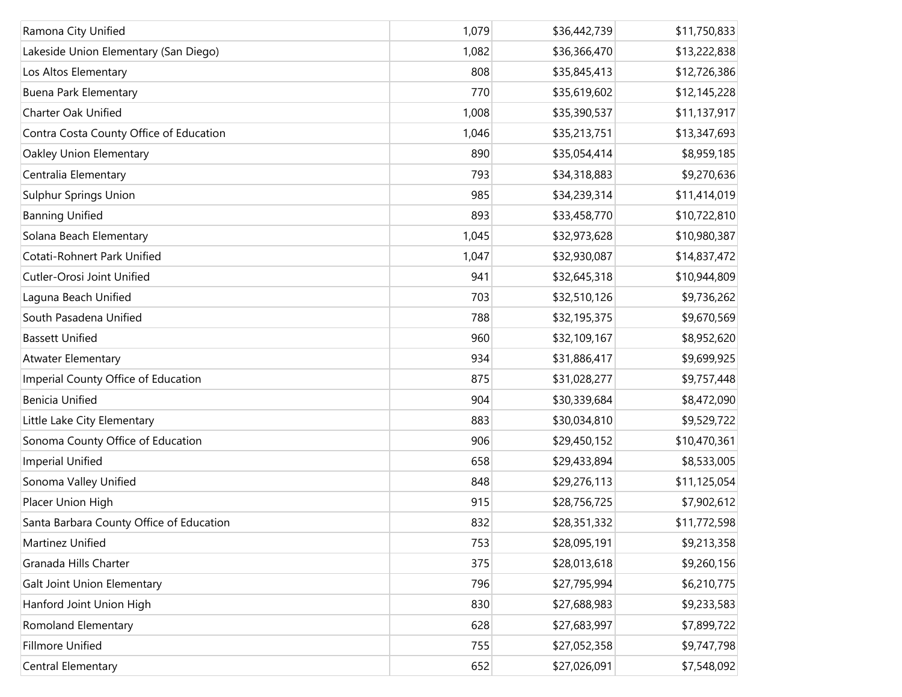| | | | |
|---|---|---|---|
| Ramona City Unified | 1,079 | $36,442,739 | $11,750,833 |
| Lakeside Union Elementary (San Diego) | 1,082 | $36,366,470 | $13,222,838 |
| Los Altos Elementary | 808 | $35,845,413 | $12,726,386 |
| Buena Park Elementary | 770 | $35,619,602 | $12,145,228 |
| Charter Oak Unified | 1,008 | $35,390,537 | $11,137,917 |
| Contra Costa County Office of Education | 1,046 | $35,213,751 | $13,347,693 |
| Oakley Union Elementary | 890 | $35,054,414 | $8,959,185 |
| Centralia Elementary | 793 | $34,318,883 | $9,270,636 |
| Sulphur Springs Union | 985 | $34,239,314 | $11,414,019 |
| Banning Unified | 893 | $33,458,770 | $10,722,810 |
| Solana Beach Elementary | 1,045 | $32,973,628 | $10,980,387 |
| Cotati-Rohnert Park Unified | 1,047 | $32,930,087 | $14,837,472 |
| Cutler-Orosi Joint Unified | 941 | $32,645,318 | $10,944,809 |
| Laguna Beach Unified | 703 | $32,510,126 | $9,736,262 |
| South Pasadena Unified | 788 | $32,195,375 | $9,670,569 |
| Bassett Unified | 960 | $32,109,167 | $8,952,620 |
| Atwater Elementary | 934 | $31,886,417 | $9,699,925 |
| Imperial County Office of Education | 875 | $31,028,277 | $9,757,448 |
| Benicia Unified | 904 | $30,339,684 | $8,472,090 |
| Little Lake City Elementary | 883 | $30,034,810 | $9,529,722 |
| Sonoma County Office of Education | 906 | $29,450,152 | $10,470,361 |
| Imperial Unified | 658 | $29,433,894 | $8,533,005 |
| Sonoma Valley Unified | 848 | $29,276,113 | $11,125,054 |
| Placer Union High | 915 | $28,756,725 | $7,902,612 |
| Santa Barbara County Office of Education | 832 | $28,351,332 | $11,772,598 |
| Martinez Unified | 753 | $28,095,191 | $9,213,358 |
| Granada Hills Charter | 375 | $28,013,618 | $9,260,156 |
| Galt Joint Union Elementary | 796 | $27,795,994 | $6,210,775 |
| Hanford Joint Union High | 830 | $27,688,983 | $9,233,583 |
| Romoland Elementary | 628 | $27,683,997 | $7,899,722 |
| Fillmore Unified | 755 | $27,052,358 | $9,747,798 |
| Central Elementary | 652 | $27,026,091 | $7,548,092 |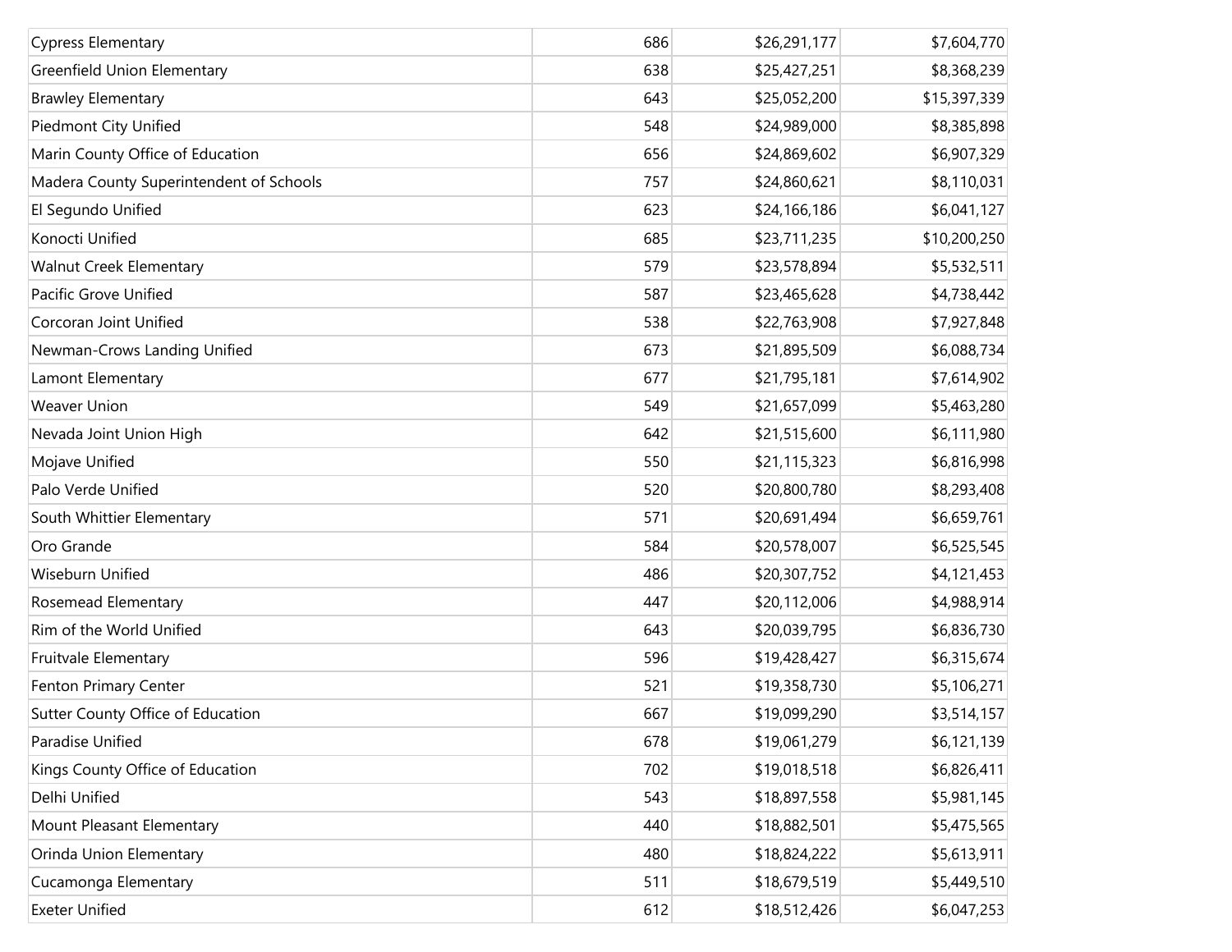| | | | |
|---|---|---|---|
| Cypress Elementary | 686 | $26,291,177 | $7,604,770 |
| Greenfield Union Elementary | 638 | $25,427,251 | $8,368,239 |
| Brawley Elementary | 643 | $25,052,200 | $15,397,339 |
| Piedmont City Unified | 548 | $24,989,000 | $8,385,898 |
| Marin County Office of Education | 656 | $24,869,602 | $6,907,329 |
| Madera County Superintendent of Schools | 757 | $24,860,621 | $8,110,031 |
| El Segundo Unified | 623 | $24,166,186 | $6,041,127 |
| Konocti Unified | 685 | $23,711,235 | $10,200,250 |
| Walnut Creek Elementary | 579 | $23,578,894 | $5,532,511 |
| Pacific Grove Unified | 587 | $23,465,628 | $4,738,442 |
| Corcoran Joint Unified | 538 | $22,763,908 | $7,927,848 |
| Newman-Crows Landing Unified | 673 | $21,895,509 | $6,088,734 |
| Lamont Elementary | 677 | $21,795,181 | $7,614,902 |
| Weaver Union | 549 | $21,657,099 | $5,463,280 |
| Nevada Joint Union High | 642 | $21,515,600 | $6,111,980 |
| Mojave Unified | 550 | $21,115,323 | $6,816,998 |
| Palo Verde Unified | 520 | $20,800,780 | $8,293,408 |
| South Whittier Elementary | 571 | $20,691,494 | $6,659,761 |
| Oro Grande | 584 | $20,578,007 | $6,525,545 |
| Wiseburn Unified | 486 | $20,307,752 | $4,121,453 |
| Rosemead Elementary | 447 | $20,112,006 | $4,988,914 |
| Rim of the World Unified | 643 | $20,039,795 | $6,836,730 |
| Fruitvale Elementary | 596 | $19,428,427 | $6,315,674 |
| Fenton Primary Center | 521 | $19,358,730 | $5,106,271 |
| Sutter County Office of Education | 667 | $19,099,290 | $3,514,157 |
| Paradise Unified | 678 | $19,061,279 | $6,121,139 |
| Kings County Office of Education | 702 | $19,018,518 | $6,826,411 |
| Delhi Unified | 543 | $18,897,558 | $5,981,145 |
| Mount Pleasant Elementary | 440 | $18,882,501 | $5,475,565 |
| Orinda Union Elementary | 480 | $18,824,222 | $5,613,911 |
| Cucamonga Elementary | 511 | $18,679,519 | $5,449,510 |
| Exeter Unified | 612 | $18,512,426 | $6,047,253 |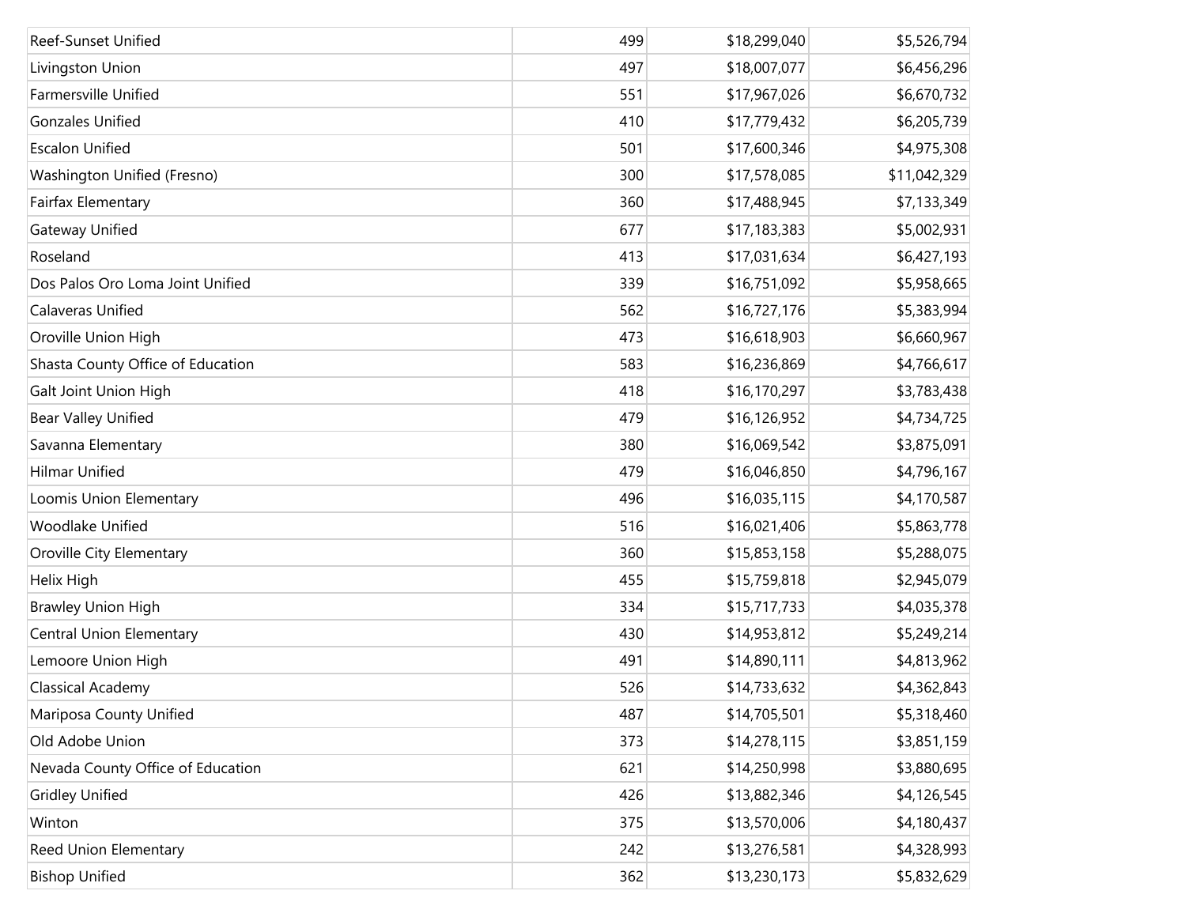| | | | |
|---|---|---|---|
| Reef-Sunset Unified | 499 | $18,299,040 | $5,526,794 |
| Livingston Union | 497 | $18,007,077 | $6,456,296 |
| Farmersville Unified | 551 | $17,967,026 | $6,670,732 |
| Gonzales Unified | 410 | $17,779,432 | $6,205,739 |
| Escalon Unified | 501 | $17,600,346 | $4,975,308 |
| Washington Unified (Fresno) | 300 | $17,578,085 | $11,042,329 |
| Fairfax Elementary | 360 | $17,488,945 | $7,133,349 |
| Gateway Unified | 677 | $17,183,383 | $5,002,931 |
| Roseland | 413 | $17,031,634 | $6,427,193 |
| Dos Palos Oro Loma Joint Unified | 339 | $16,751,092 | $5,958,665 |
| Calaveras Unified | 562 | $16,727,176 | $5,383,994 |
| Oroville Union High | 473 | $16,618,903 | $6,660,967 |
| Shasta County Office of Education | 583 | $16,236,869 | $4,766,617 |
| Galt Joint Union High | 418 | $16,170,297 | $3,783,438 |
| Bear Valley Unified | 479 | $16,126,952 | $4,734,725 |
| Savanna Elementary | 380 | $16,069,542 | $3,875,091 |
| Hilmar Unified | 479 | $16,046,850 | $4,796,167 |
| Loomis Union Elementary | 496 | $16,035,115 | $4,170,587 |
| Woodlake Unified | 516 | $16,021,406 | $5,863,778 |
| Oroville City Elementary | 360 | $15,853,158 | $5,288,075 |
| Helix High | 455 | $15,759,818 | $2,945,079 |
| Brawley Union High | 334 | $15,717,733 | $4,035,378 |
| Central Union Elementary | 430 | $14,953,812 | $5,249,214 |
| Lemoore Union High | 491 | $14,890,111 | $4,813,962 |
| Classical Academy | 526 | $14,733,632 | $4,362,843 |
| Mariposa County Unified | 487 | $14,705,501 | $5,318,460 |
| Old Adobe Union | 373 | $14,278,115 | $3,851,159 |
| Nevada County Office of Education | 621 | $14,250,998 | $3,880,695 |
| Gridley Unified | 426 | $13,882,346 | $4,126,545 |
| Winton | 375 | $13,570,006 | $4,180,437 |
| Reed Union Elementary | 242 | $13,276,581 | $4,328,993 |
| Bishop Unified | 362 | $13,230,173 | $5,832,629 |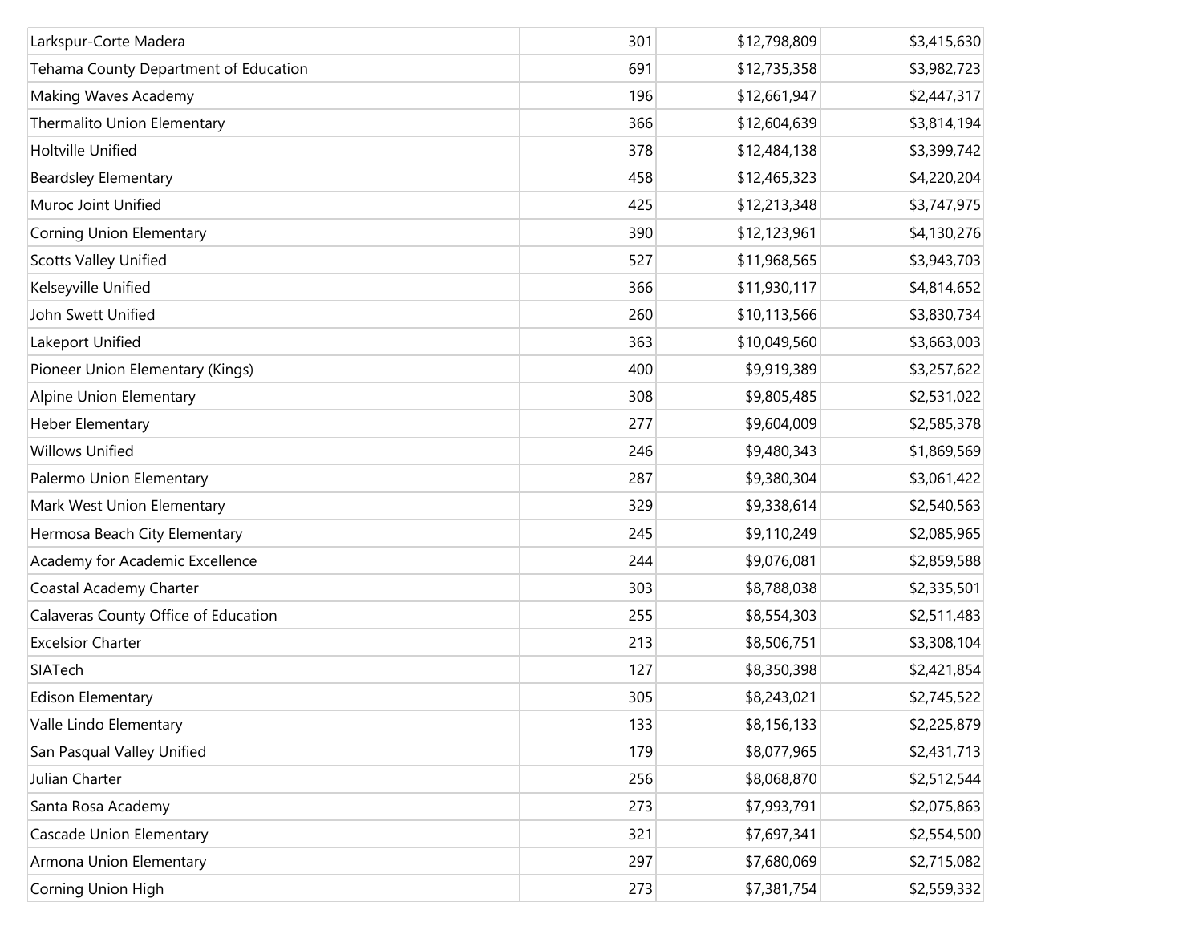| | | | |
|---|---|---|---|
| Larkspur-Corte Madera | 301 | $12,798,809 | $3,415,630 |
| Tehama County Department of Education | 691 | $12,735,358 | $3,982,723 |
| Making Waves Academy | 196 | $12,661,947 | $2,447,317 |
| Thermalito Union Elementary | 366 | $12,604,639 | $3,814,194 |
| Holtville Unified | 378 | $12,484,138 | $3,399,742 |
| Beardsley Elementary | 458 | $12,465,323 | $4,220,204 |
| Muroc Joint Unified | 425 | $12,213,348 | $3,747,975 |
| Corning Union Elementary | 390 | $12,123,961 | $4,130,276 |
| Scotts Valley Unified | 527 | $11,968,565 | $3,943,703 |
| Kelseyville Unified | 366 | $11,930,117 | $4,814,652 |
| John Swett Unified | 260 | $10,113,566 | $3,830,734 |
| Lakeport Unified | 363 | $10,049,560 | $3,663,003 |
| Pioneer Union Elementary (Kings) | 400 | $9,919,389 | $3,257,622 |
| Alpine Union Elementary | 308 | $9,805,485 | $2,531,022 |
| Heber Elementary | 277 | $9,604,009 | $2,585,378 |
| Willows Unified | 246 | $9,480,343 | $1,869,569 |
| Palermo Union Elementary | 287 | $9,380,304 | $3,061,422 |
| Mark West Union Elementary | 329 | $9,338,614 | $2,540,563 |
| Hermosa Beach City Elementary | 245 | $9,110,249 | $2,085,965 |
| Academy for Academic Excellence | 244 | $9,076,081 | $2,859,588 |
| Coastal Academy Charter | 303 | $8,788,038 | $2,335,501 |
| Calaveras County Office of Education | 255 | $8,554,303 | $2,511,483 |
| Excelsior Charter | 213 | $8,506,751 | $3,308,104 |
| SIATech | 127 | $8,350,398 | $2,421,854 |
| Edison Elementary | 305 | $8,243,021 | $2,745,522 |
| Valle Lindo Elementary | 133 | $8,156,133 | $2,225,879 |
| San Pasqual Valley Unified | 179 | $8,077,965 | $2,431,713 |
| Julian Charter | 256 | $8,068,870 | $2,512,544 |
| Santa Rosa Academy | 273 | $7,993,791 | $2,075,863 |
| Cascade Union Elementary | 321 | $7,697,341 | $2,554,500 |
| Armona Union Elementary | 297 | $7,680,069 | $2,715,082 |
| Corning Union High | 273 | $7,381,754 | $2,559,332 |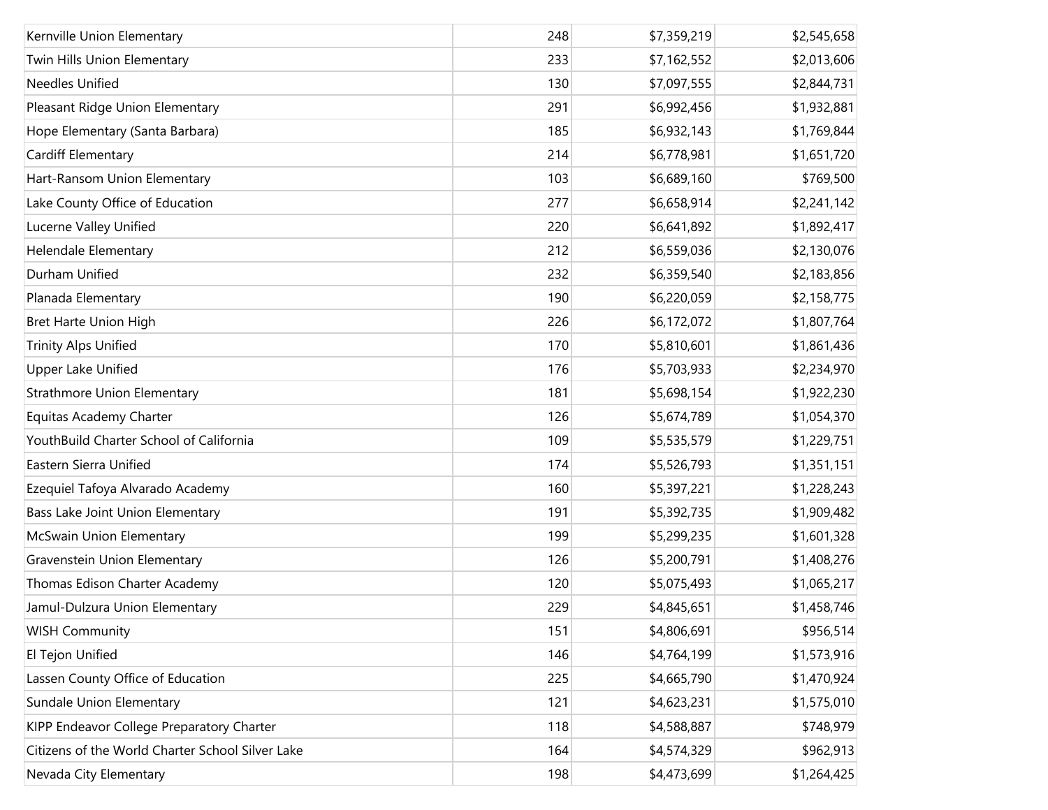| | | | |
|---|---|---|---|
| Kernville Union Elementary | 248 | $7,359,219 | $2,545,658 |
| Twin Hills Union Elementary | 233 | $7,162,552 | $2,013,606 |
| Needles Unified | 130 | $7,097,555 | $2,844,731 |
| Pleasant Ridge Union Elementary | 291 | $6,992,456 | $1,932,881 |
| Hope Elementary (Santa Barbara) | 185 | $6,932,143 | $1,769,844 |
| Cardiff Elementary | 214 | $6,778,981 | $1,651,720 |
| Hart-Ransom Union Elementary | 103 | $6,689,160 | $769,500 |
| Lake County Office of Education | 277 | $6,658,914 | $2,241,142 |
| Lucerne Valley Unified | 220 | $6,641,892 | $1,892,417 |
| Helendale Elementary | 212 | $6,559,036 | $2,130,076 |
| Durham Unified | 232 | $6,359,540 | $2,183,856 |
| Planada Elementary | 190 | $6,220,059 | $2,158,775 |
| Bret Harte Union High | 226 | $6,172,072 | $1,807,764 |
| Trinity Alps Unified | 170 | $5,810,601 | $1,861,436 |
| Upper Lake Unified | 176 | $5,703,933 | $2,234,970 |
| Strathmore Union Elementary | 181 | $5,698,154 | $1,922,230 |
| Equitas Academy Charter | 126 | $5,674,789 | $1,054,370 |
| YouthBuild Charter School of California | 109 | $5,535,579 | $1,229,751 |
| Eastern Sierra Unified | 174 | $5,526,793 | $1,351,151 |
| Ezequiel Tafoya Alvarado Academy | 160 | $5,397,221 | $1,228,243 |
| Bass Lake Joint Union Elementary | 191 | $5,392,735 | $1,909,482 |
| McSwain Union Elementary | 199 | $5,299,235 | $1,601,328 |
| Gravenstein Union Elementary | 126 | $5,200,791 | $1,408,276 |
| Thomas Edison Charter Academy | 120 | $5,075,493 | $1,065,217 |
| Jamul-Dulzura Union Elementary | 229 | $4,845,651 | $1,458,746 |
| WISH Community | 151 | $4,806,691 | $956,514 |
| El Tejon Unified | 146 | $4,764,199 | $1,573,916 |
| Lassen County Office of Education | 225 | $4,665,790 | $1,470,924 |
| Sundale Union Elementary | 121 | $4,623,231 | $1,575,010 |
| KIPP Endeavor College Preparatory Charter | 118 | $4,588,887 | $748,979 |
| Citizens of the World Charter School Silver Lake | 164 | $4,574,329 | $962,913 |
| Nevada City Elementary | 198 | $4,473,699 | $1,264,425 |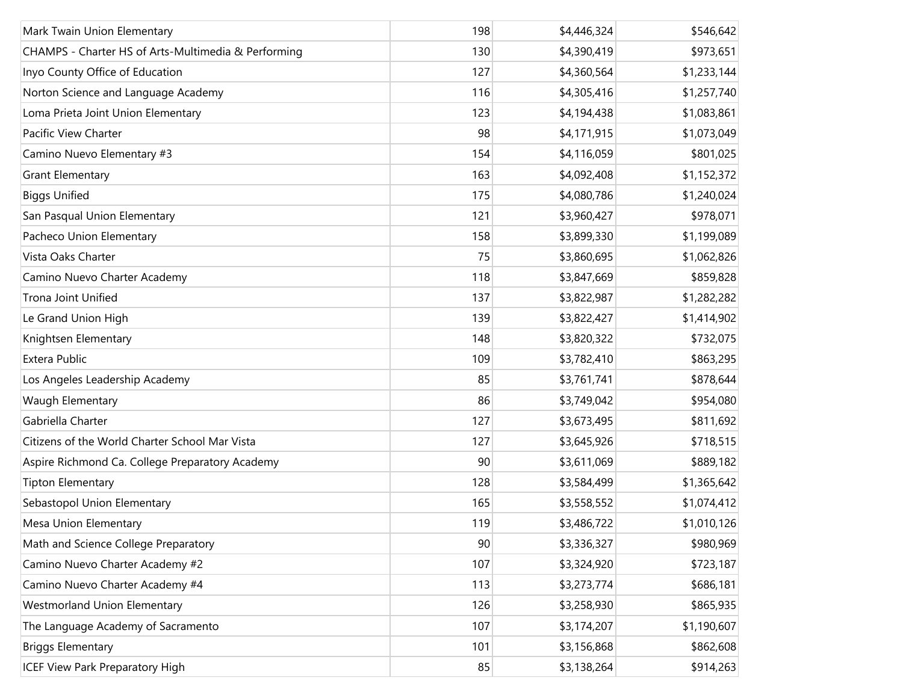| | | | |
|---|---|---|---|
| Mark Twain Union Elementary | 198 | $4,446,324 | $546,642 |
| CHAMPS - Charter HS of Arts-Multimedia & Performing | 130 | $4,390,419 | $973,651 |
| Inyo County Office of Education | 127 | $4,360,564 | $1,233,144 |
| Norton Science and Language Academy | 116 | $4,305,416 | $1,257,740 |
| Loma Prieta Joint Union Elementary | 123 | $4,194,438 | $1,083,861 |
| Pacific View Charter | 98 | $4,171,915 | $1,073,049 |
| Camino Nuevo Elementary #3 | 154 | $4,116,059 | $801,025 |
| Grant Elementary | 163 | $4,092,408 | $1,152,372 |
| Biggs Unified | 175 | $4,080,786 | $1,240,024 |
| San Pasqual Union Elementary | 121 | $3,960,427 | $978,071 |
| Pacheco Union Elementary | 158 | $3,899,330 | $1,199,089 |
| Vista Oaks Charter | 75 | $3,860,695 | $1,062,826 |
| Camino Nuevo Charter Academy | 118 | $3,847,669 | $859,828 |
| Trona Joint Unified | 137 | $3,822,987 | $1,282,282 |
| Le Grand Union High | 139 | $3,822,427 | $1,414,902 |
| Knightsen Elementary | 148 | $3,820,322 | $732,075 |
| Extera Public | 109 | $3,782,410 | $863,295 |
| Los Angeles Leadership Academy | 85 | $3,761,741 | $878,644 |
| Waugh Elementary | 86 | $3,749,042 | $954,080 |
| Gabriella Charter | 127 | $3,673,495 | $811,692 |
| Citizens of the World Charter School Mar Vista | 127 | $3,645,926 | $718,515 |
| Aspire Richmond Ca. College Preparatory Academy | 90 | $3,611,069 | $889,182 |
| Tipton Elementary | 128 | $3,584,499 | $1,365,642 |
| Sebastopol Union Elementary | 165 | $3,558,552 | $1,074,412 |
| Mesa Union Elementary | 119 | $3,486,722 | $1,010,126 |
| Math and Science College Preparatory | 90 | $3,336,327 | $980,969 |
| Camino Nuevo Charter Academy #2 | 107 | $3,324,920 | $723,187 |
| Camino Nuevo Charter Academy #4 | 113 | $3,273,774 | $686,181 |
| Westmorland Union Elementary | 126 | $3,258,930 | $865,935 |
| The Language Academy of Sacramento | 107 | $3,174,207 | $1,190,607 |
| Briggs Elementary | 101 | $3,156,868 | $862,608 |
| ICEF View Park Preparatory High | 85 | $3,138,264 | $914,263 |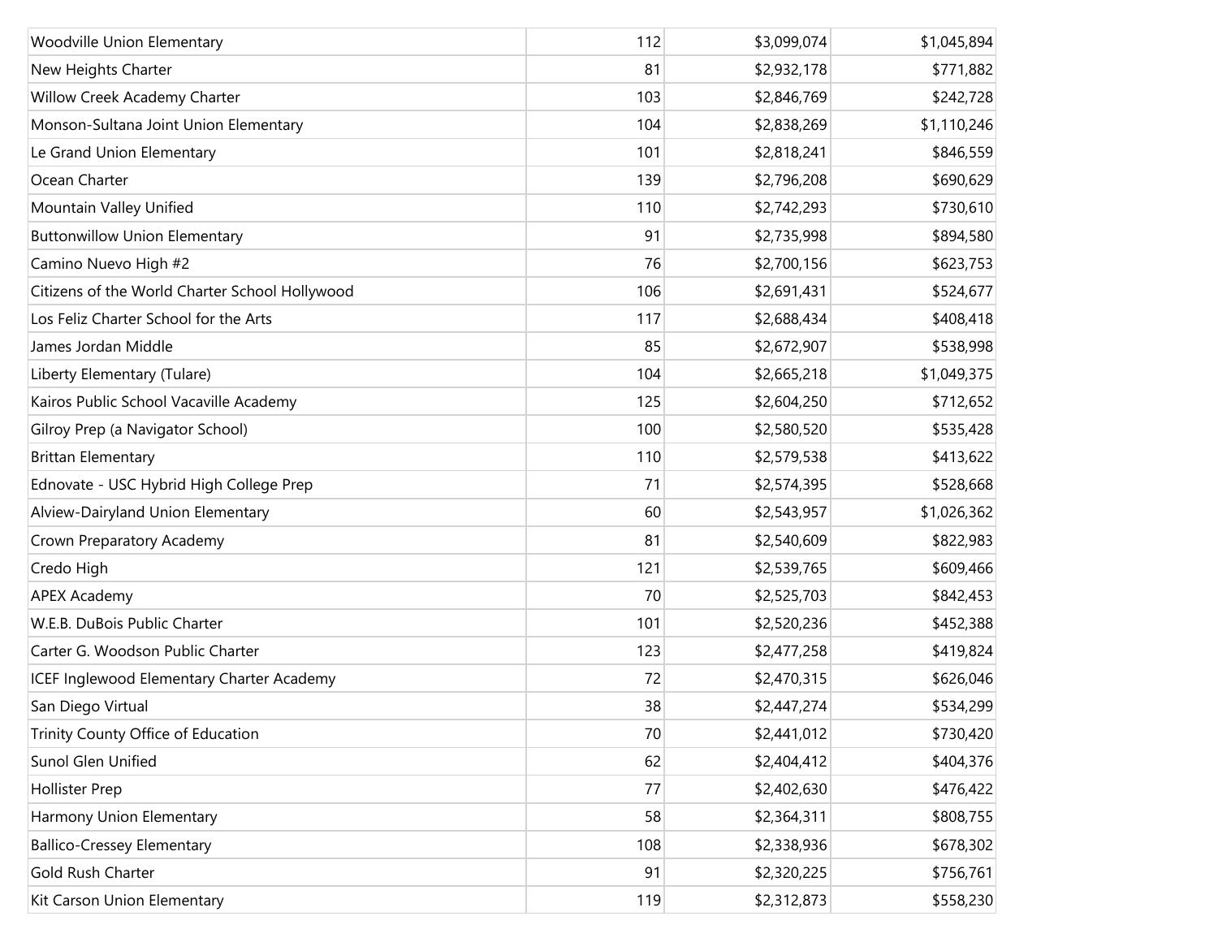| | | | |
|---|---|---|---|
| Woodville Union Elementary | 112 | $3,099,074 | $1,045,894 |
| New Heights Charter | 81 | $2,932,178 | $771,882 |
| Willow Creek Academy Charter | 103 | $2,846,769 | $242,728 |
| Monson-Sultana Joint Union Elementary | 104 | $2,838,269 | $1,110,246 |
| Le Grand Union Elementary | 101 | $2,818,241 | $846,559 |
| Ocean Charter | 139 | $2,796,208 | $690,629 |
| Mountain Valley Unified | 110 | $2,742,293 | $730,610 |
| Buttonwillow Union Elementary | 91 | $2,735,998 | $894,580 |
| Camino Nuevo High #2 | 76 | $2,700,156 | $623,753 |
| Citizens of the World Charter School Hollywood | 106 | $2,691,431 | $524,677 |
| Los Feliz Charter School for the Arts | 117 | $2,688,434 | $408,418 |
| James Jordan Middle | 85 | $2,672,907 | $538,998 |
| Liberty Elementary (Tulare) | 104 | $2,665,218 | $1,049,375 |
| Kairos Public School Vacaville Academy | 125 | $2,604,250 | $712,652 |
| Gilroy Prep (a Navigator School) | 100 | $2,580,520 | $535,428 |
| Brittan Elementary | 110 | $2,579,538 | $413,622 |
| Ednovate - USC Hybrid High College Prep | 71 | $2,574,395 | $528,668 |
| Alview-Dairyland Union Elementary | 60 | $2,543,957 | $1,026,362 |
| Crown Preparatory Academy | 81 | $2,540,609 | $822,983 |
| Credo High | 121 | $2,539,765 | $609,466 |
| APEX Academy | 70 | $2,525,703 | $842,453 |
| W.E.B. DuBois Public Charter | 101 | $2,520,236 | $452,388 |
| Carter G. Woodson Public Charter | 123 | $2,477,258 | $419,824 |
| ICEF Inglewood Elementary Charter Academy | 72 | $2,470,315 | $626,046 |
| San Diego Virtual | 38 | $2,447,274 | $534,299 |
| Trinity County Office of Education | 70 | $2,441,012 | $730,420 |
| Sunol Glen Unified | 62 | $2,404,412 | $404,376 |
| Hollister Prep | 77 | $2,402,630 | $476,422 |
| Harmony Union Elementary | 58 | $2,364,311 | $808,755 |
| Ballico-Cressey Elementary | 108 | $2,338,936 | $678,302 |
| Gold Rush Charter | 91 | $2,320,225 | $756,761 |
| Kit Carson Union Elementary | 119 | $2,312,873 | $558,230 |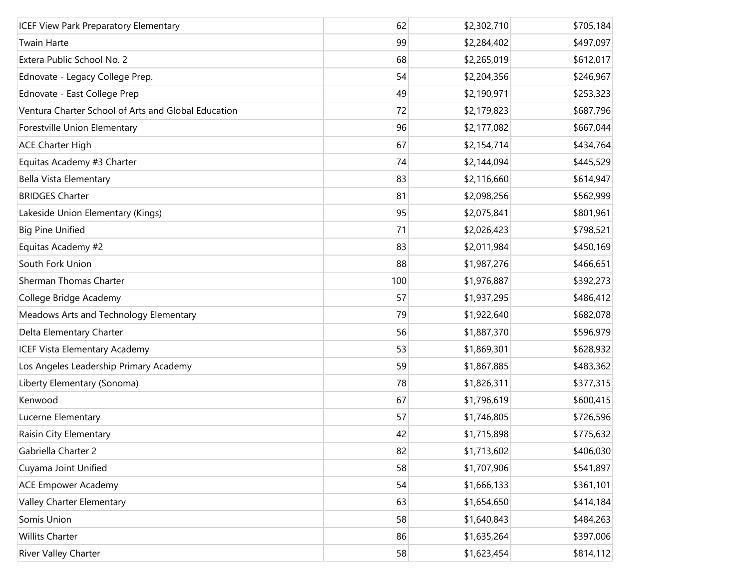| | | | |
|---|---|---|---|
| ICEF View Park Preparatory Elementary | 62 | $2,302,710 | $705,184 |
| Twain Harte | 99 | $2,284,402 | $497,097 |
| Extera Public School No. 2 | 68 | $2,265,019 | $612,017 |
| Ednovate - Legacy College Prep. | 54 | $2,204,356 | $246,967 |
| Ednovate - East College Prep | 49 | $2,190,971 | $253,323 |
| Ventura Charter School of Arts and Global Education | 72 | $2,179,823 | $687,796 |
| Forestville Union Elementary | 96 | $2,177,082 | $667,044 |
| ACE Charter High | 67 | $2,154,714 | $434,764 |
| Equitas Academy #3 Charter | 74 | $2,144,094 | $445,529 |
| Bella Vista Elementary | 83 | $2,116,660 | $614,947 |
| BRIDGES Charter | 81 | $2,098,256 | $562,999 |
| Lakeside Union Elementary (Kings) | 95 | $2,075,841 | $801,961 |
| Big Pine Unified | 71 | $2,026,423 | $798,521 |
| Equitas Academy #2 | 83 | $2,011,984 | $450,169 |
| South Fork Union | 88 | $1,987,276 | $466,651 |
| Sherman Thomas Charter | 100 | $1,976,887 | $392,273 |
| College Bridge Academy | 57 | $1,937,295 | $486,412 |
| Meadows Arts and Technology Elementary | 79 | $1,922,640 | $682,078 |
| Delta Elementary Charter | 56 | $1,887,370 | $596,979 |
| ICEF Vista Elementary Academy | 53 | $1,869,301 | $628,932 |
| Los Angeles Leadership Primary Academy | 59 | $1,867,885 | $483,362 |
| Liberty Elementary (Sonoma) | 78 | $1,826,311 | $377,315 |
| Kenwood | 67 | $1,796,619 | $600,415 |
| Lucerne Elementary | 57 | $1,746,805 | $726,596 |
| Raisin City Elementary | 42 | $1,715,898 | $775,632 |
| Gabriella Charter 2 | 82 | $1,713,602 | $406,030 |
| Cuyama Joint Unified | 58 | $1,707,906 | $541,897 |
| ACE Empower Academy | 54 | $1,666,133 | $361,101 |
| Valley Charter Elementary | 63 | $1,654,650 | $414,184 |
| Somis Union | 58 | $1,640,843 | $484,263 |
| Willits Charter | 86 | $1,635,264 | $397,006 |
| River Valley Charter | 58 | $1,623,454 | $814,112 |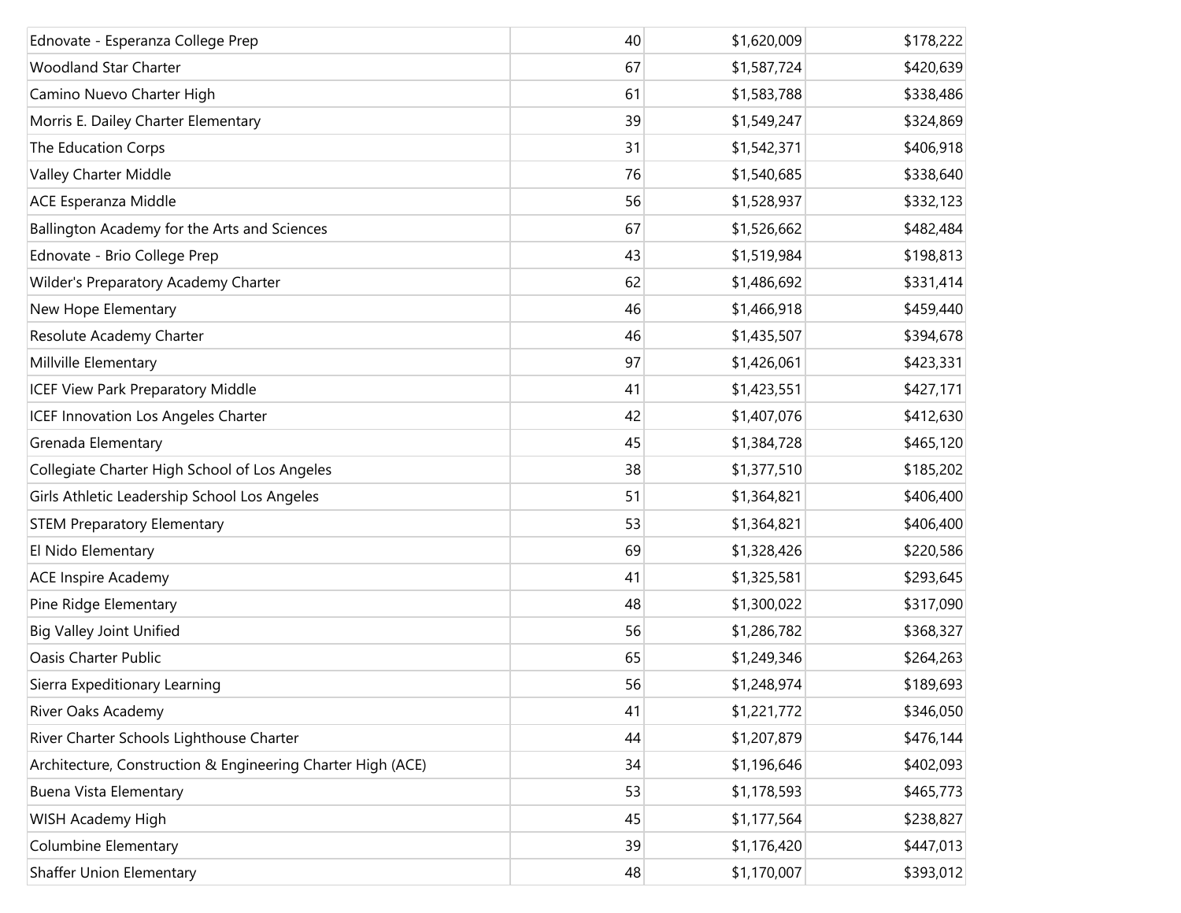| | | | |
|---|---|---|---|
| Ednovate - Esperanza College Prep | 40 | $1,620,009 | $178,222 |
| Woodland Star Charter | 67 | $1,587,724 | $420,639 |
| Camino Nuevo Charter High | 61 | $1,583,788 | $338,486 |
| Morris E. Dailey Charter Elementary | 39 | $1,549,247 | $324,869 |
| The Education Corps | 31 | $1,542,371 | $406,918 |
| Valley Charter Middle | 76 | $1,540,685 | $338,640 |
| ACE Esperanza Middle | 56 | $1,528,937 | $332,123 |
| Ballington Academy for the Arts and Sciences | 67 | $1,526,662 | $482,484 |
| Ednovate - Brio College Prep | 43 | $1,519,984 | $198,813 |
| Wilder's Preparatory Academy Charter | 62 | $1,486,692 | $331,414 |
| New Hope Elementary | 46 | $1,466,918 | $459,440 |
| Resolute Academy Charter | 46 | $1,435,507 | $394,678 |
| Millville Elementary | 97 | $1,426,061 | $423,331 |
| ICEF View Park Preparatory Middle | 41 | $1,423,551 | $427,171 |
| ICEF Innovation Los Angeles Charter | 42 | $1,407,076 | $412,630 |
| Grenada Elementary | 45 | $1,384,728 | $465,120 |
| Collegiate Charter High School of Los Angeles | 38 | $1,377,510 | $185,202 |
| Girls Athletic Leadership School Los Angeles | 51 | $1,364,821 | $406,400 |
| STEM Preparatory Elementary | 53 | $1,364,821 | $406,400 |
| El Nido Elementary | 69 | $1,328,426 | $220,586 |
| ACE Inspire Academy | 41 | $1,325,581 | $293,645 |
| Pine Ridge Elementary | 48 | $1,300,022 | $317,090 |
| Big Valley Joint Unified | 56 | $1,286,782 | $368,327 |
| Oasis Charter Public | 65 | $1,249,346 | $264,263 |
| Sierra Expeditionary Learning | 56 | $1,248,974 | $189,693 |
| River Oaks Academy | 41 | $1,221,772 | $346,050 |
| River Charter Schools Lighthouse Charter | 44 | $1,207,879 | $476,144 |
| Architecture, Construction & Engineering Charter High (ACE) | 34 | $1,196,646 | $402,093 |
| Buena Vista Elementary | 53 | $1,178,593 | $465,773 |
| WISH Academy High | 45 | $1,177,564 | $238,827 |
| Columbine Elementary | 39 | $1,176,420 | $447,013 |
| Shaffer Union Elementary | 48 | $1,170,007 | $393,012 |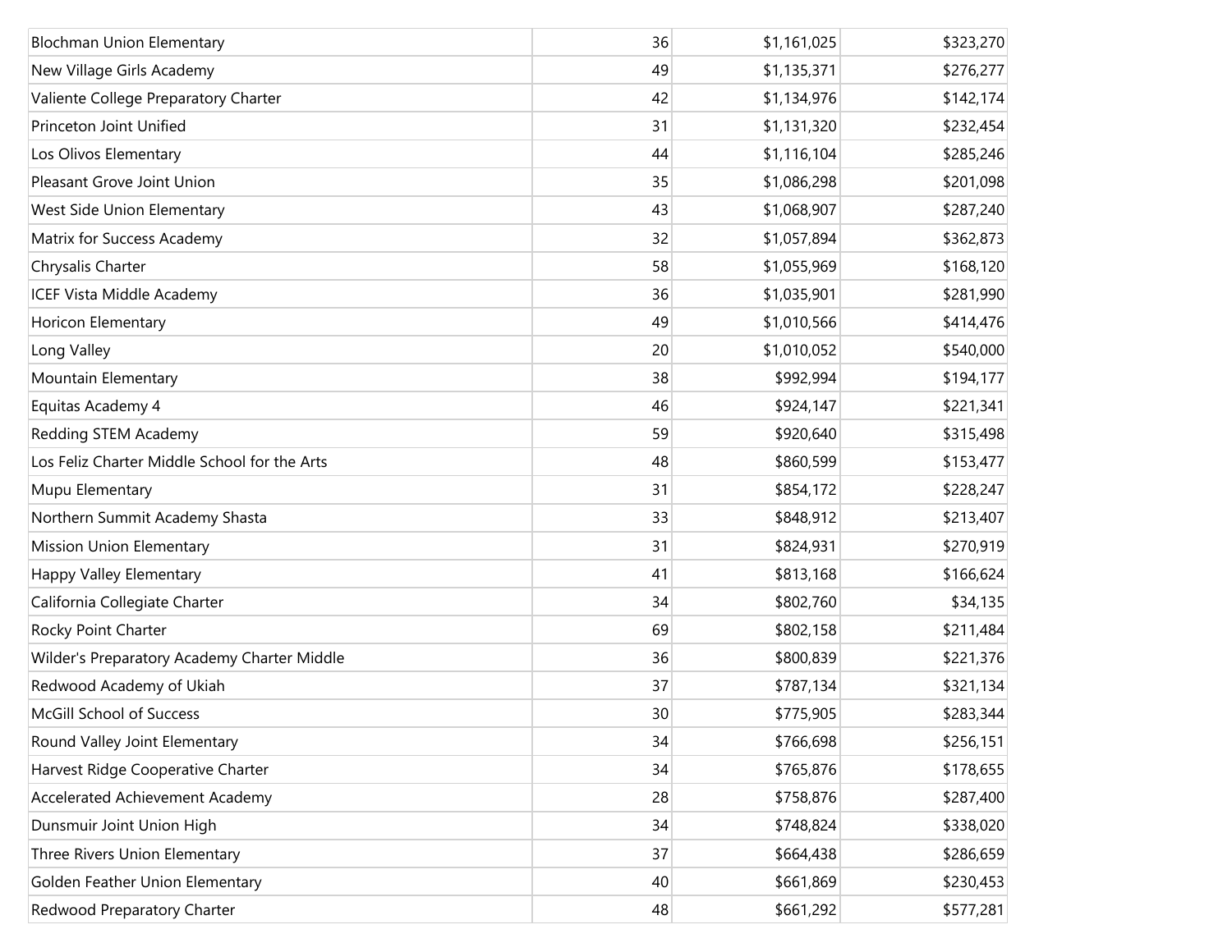| | | | |
|---|---|---|---|
| Blochman Union Elementary | 36 | $1,161,025 | $323,270 |
| New Village Girls Academy | 49 | $1,135,371 | $276,277 |
| Valiente College Preparatory Charter | 42 | $1,134,976 | $142,174 |
| Princeton Joint Unified | 31 | $1,131,320 | $232,454 |
| Los Olivos Elementary | 44 | $1,116,104 | $285,246 |
| Pleasant Grove Joint Union | 35 | $1,086,298 | $201,098 |
| West Side Union Elementary | 43 | $1,068,907 | $287,240 |
| Matrix for Success Academy | 32 | $1,057,894 | $362,873 |
| Chrysalis Charter | 58 | $1,055,969 | $168,120 |
| ICEF Vista Middle Academy | 36 | $1,035,901 | $281,990 |
| Horicon Elementary | 49 | $1,010,566 | $414,476 |
| Long Valley | 20 | $1,010,052 | $540,000 |
| Mountain Elementary | 38 | $992,994 | $194,177 |
| Equitas Academy 4 | 46 | $924,147 | $221,341 |
| Redding STEM Academy | 59 | $920,640 | $315,498 |
| Los Feliz Charter Middle School for the Arts | 48 | $860,599 | $153,477 |
| Mupu Elementary | 31 | $854,172 | $228,247 |
| Northern Summit Academy Shasta | 33 | $848,912 | $213,407 |
| Mission Union Elementary | 31 | $824,931 | $270,919 |
| Happy Valley Elementary | 41 | $813,168 | $166,624 |
| California Collegiate Charter | 34 | $802,760 | $34,135 |
| Rocky Point Charter | 69 | $802,158 | $211,484 |
| Wilder's Preparatory Academy Charter Middle | 36 | $800,839 | $221,376 |
| Redwood Academy of Ukiah | 37 | $787,134 | $321,134 |
| McGill School of Success | 30 | $775,905 | $283,344 |
| Round Valley Joint Elementary | 34 | $766,698 | $256,151 |
| Harvest Ridge Cooperative Charter | 34 | $765,876 | $178,655 |
| Accelerated Achievement Academy | 28 | $758,876 | $287,400 |
| Dunsmuir Joint Union High | 34 | $748,824 | $338,020 |
| Three Rivers Union Elementary | 37 | $664,438 | $286,659 |
| Golden Feather Union Elementary | 40 | $661,869 | $230,453 |
| Redwood Preparatory Charter | 48 | $661,292 | $577,281 |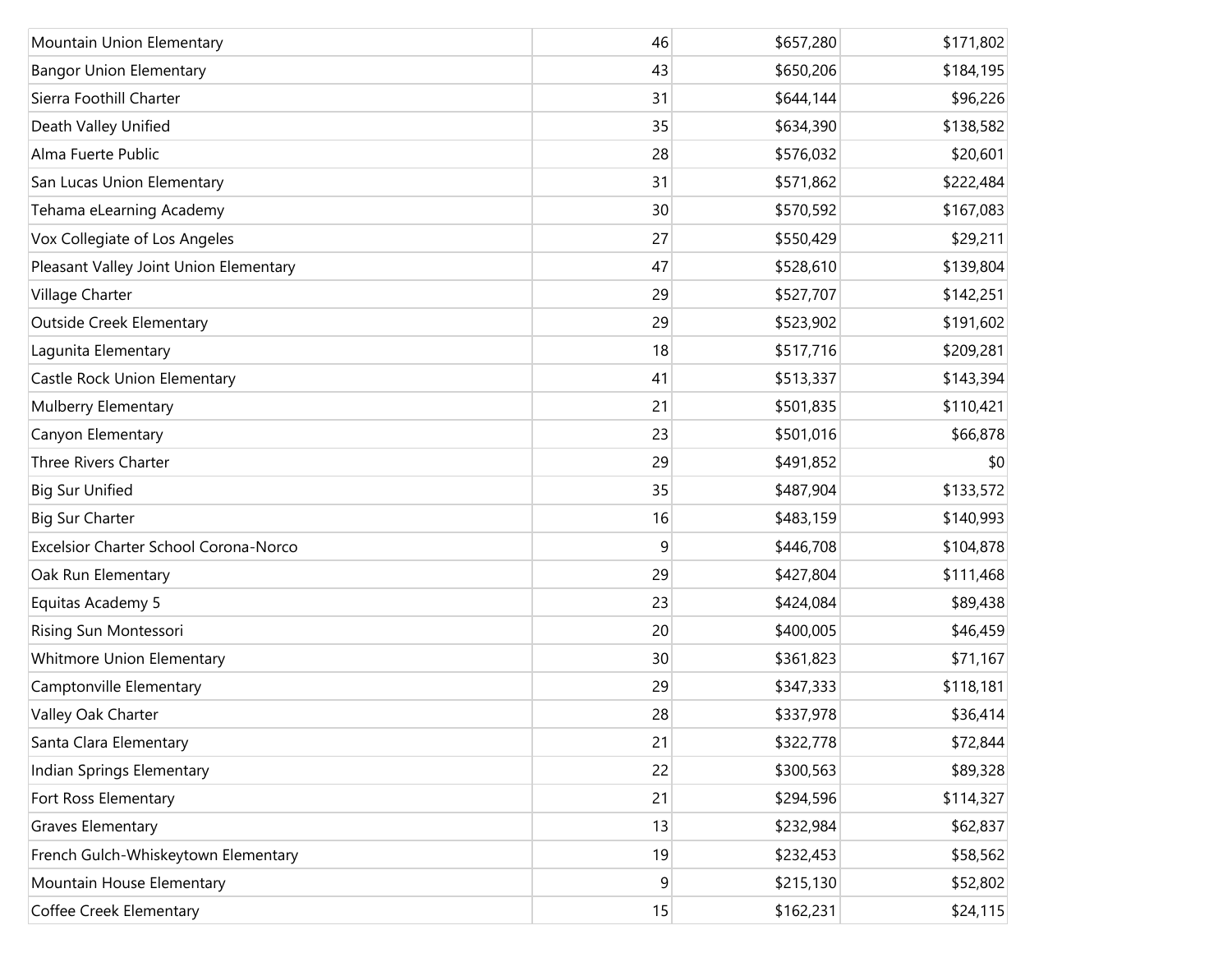| | | | |
|---|---|---|---|
| Mountain Union Elementary | 46 | $657,280 | $171,802 |
| Bangor Union Elementary | 43 | $650,206 | $184,195 |
| Sierra Foothill Charter | 31 | $644,144 | $96,226 |
| Death Valley Unified | 35 | $634,390 | $138,582 |
| Alma Fuerte Public | 28 | $576,032 | $20,601 |
| San Lucas Union Elementary | 31 | $571,862 | $222,484 |
| Tehama eLearning Academy | 30 | $570,592 | $167,083 |
| Vox Collegiate of Los Angeles | 27 | $550,429 | $29,211 |
| Pleasant Valley Joint Union Elementary | 47 | $528,610 | $139,804 |
| Village Charter | 29 | $527,707 | $142,251 |
| Outside Creek Elementary | 29 | $523,902 | $191,602 |
| Lagunita Elementary | 18 | $517,716 | $209,281 |
| Castle Rock Union Elementary | 41 | $513,337 | $143,394 |
| Mulberry Elementary | 21 | $501,835 | $110,421 |
| Canyon Elementary | 23 | $501,016 | $66,878 |
| Three Rivers Charter | 29 | $491,852 | $0 |
| Big Sur Unified | 35 | $487,904 | $133,572 |
| Big Sur Charter | 16 | $483,159 | $140,993 |
| Excelsior Charter School Corona-Norco | 9 | $446,708 | $104,878 |
| Oak Run Elementary | 29 | $427,804 | $111,468 |
| Equitas Academy 5 | 23 | $424,084 | $89,438 |
| Rising Sun Montessori | 20 | $400,005 | $46,459 |
| Whitmore Union Elementary | 30 | $361,823 | $71,167 |
| Camptonville Elementary | 29 | $347,333 | $118,181 |
| Valley Oak Charter | 28 | $337,978 | $36,414 |
| Santa Clara Elementary | 21 | $322,778 | $72,844 |
| Indian Springs Elementary | 22 | $300,563 | $89,328 |
| Fort Ross Elementary | 21 | $294,596 | $114,327 |
| Graves Elementary | 13 | $232,984 | $62,837 |
| French Gulch-Whiskeytown Elementary | 19 | $232,453 | $58,562 |
| Mountain House Elementary | 9 | $215,130 | $52,802 |
| Coffee Creek Elementary | 15 | $162,231 | $24,115 |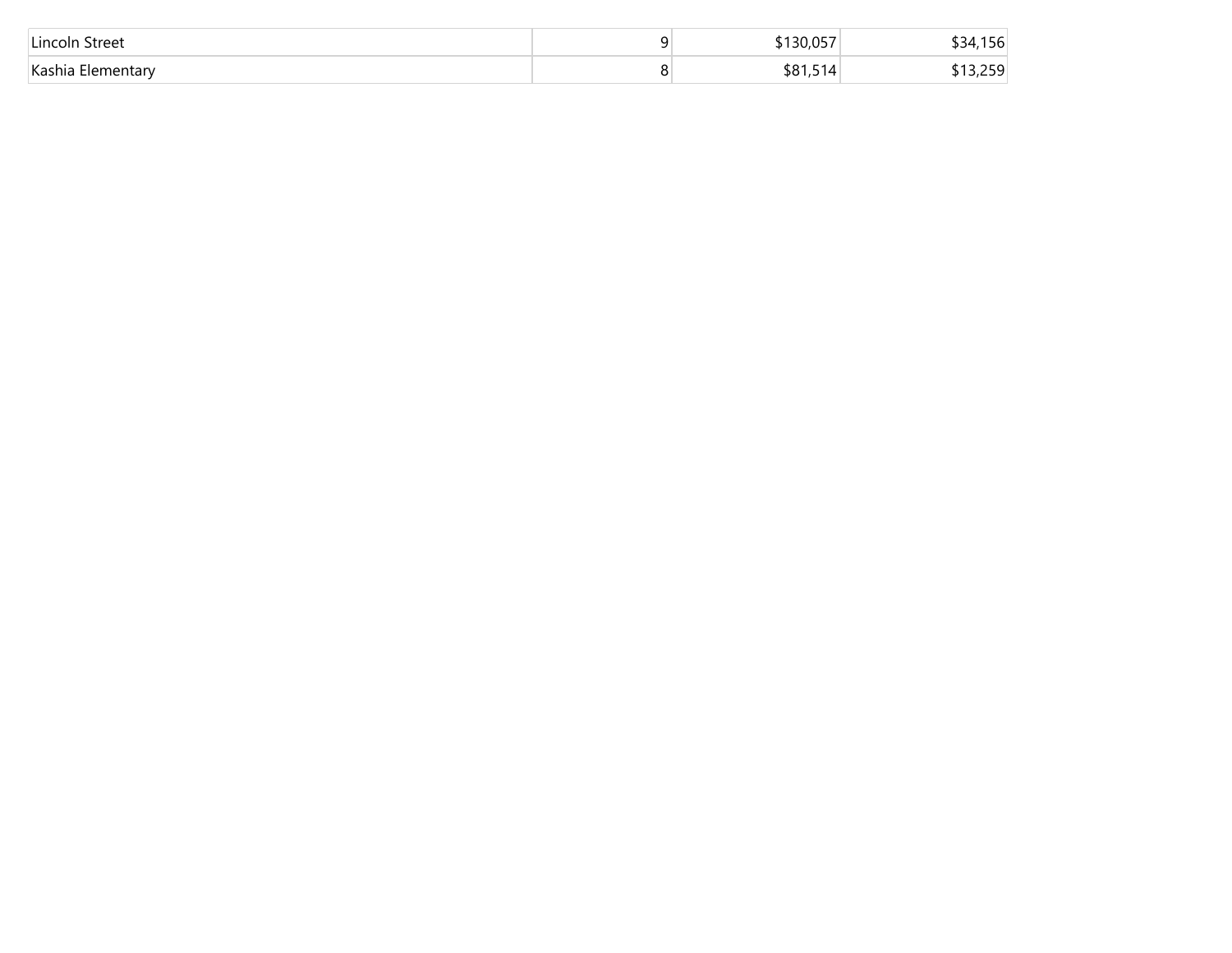| | | | |
|---|---|---|---|
| Lincoln Street | 9 | $130,057 | $34,156 |
| Kashia Elementary | 8 | $81,514 | $13,259 |